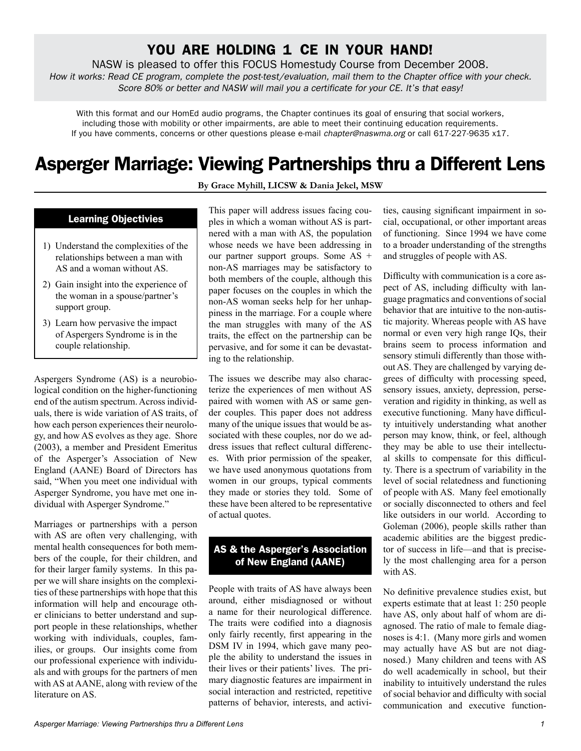## YOU ARE HOLDING 1 CE IN YOUR HAND!

NASW is pleased to offer this FOCUS Homestudy Course from December 2008.

*How it works: Read CE program, complete the post-test/evaluation, mail them to the Chapter office with your check. Score 80% or better and NASW will mail you a certificate for your CE. It's that easy!*

With this format and our HomEd audio programs, the Chapter continues its goal of ensuring that social workers, including those with mobility or other impairments, are able to meet their continuing education requirements. If you have comments, concerns or other questions please e-mail *chapter@naswma.org* or call 617-227-9635 x17.

# Asperger Marriage: Viewing Partnerships thru a Different Lens

**By Grace Myhill, LICSW & Dania Jekel, MSW**

### Learning Objectivies

1) Understand the complexities of the relationships between a man with AS and a woman without AS.
2) Gain insight into the experience of the woman in a spouse/partner's support group.
3) Learn how pervasive the impact of Aspergers Syndrome is in the couple relationship.

Aspergers Syndrome (AS) is a neurobiological condition on the higher-functioning end of the autism spectrum. Across individuals, there is wide variation of AS traits, of how each person experiences their neurology, and how AS evolves as they age. Shore (2003), a member and President Emeritus of the Asperger's Association of New England (AANE) Board of Directors has said, "When you meet one individual with Asperger Syndrome, you have met one individual with Asperger Syndrome."

Marriages or partnerships with a person with AS are often very challenging, with mental health consequences for both members of the couple, for their children, and for their larger family systems. In this paper we will share insights on the complexities of these partnerships with hope that this information will help and encourage other clinicians to better understand and support people in these relationships, whether working with individuals, couples, families, or groups. Our insights come from our professional experience with individuals and with groups for the partners of men with AS at AANE, along with review of the literature on AS.

This paper will address issues facing couples in which a woman without AS is partnered with a man with AS, the population whose needs we have been addressing in our partner support groups. Some AS + non-AS marriages may be satisfactory to both members of the couple, although this paper focuses on the couples in which the non-AS woman seeks help for her unhappiness in the marriage. For a couple where the man struggles with many of the AS traits, the effect on the partnership can be pervasive, and for some it can be devastating to the relationship.

The issues we describe may also characterize the experiences of men without AS paired with women with AS or same gender couples. This paper does not address many of the unique issues that would be associated with these couples, nor do we address issues that reflect cultural differences. With prior permission of the speaker, we have used anonymous quotations from women in our groups, typical comments they made or stories they told. Some of these have been altered to be representative of actual quotes.

## AS & the Asperger's Association of New England (AANE)

People with traits of AS have always been around, either misdiagnosed or without a name for their neurological difference. The traits were codified into a diagnosis only fairly recently, first appearing in the DSM IV in 1994, which gave many people the ability to understand the issues in their lives or their patients' lives. The primary diagnostic features are impairment in social interaction and restricted, repetitive patterns of behavior, interests, and activities, causing significant impairment in social, occupational, or other important areas of functioning. Since 1994 we have come to a broader understanding of the strengths and struggles of people with AS.

Difficulty with communication is a core aspect of AS, including difficulty with language pragmatics and conventions of social behavior that are intuitive to the non-autistic majority. Whereas people with AS have normal or even very high range IQs, their brains seem to process information and sensory stimuli differently than those without AS. They are challenged by varying degrees of difficulty with processing speed, sensory issues, anxiety, depression, perseveration and rigidity in thinking, as well as executive functioning. Many have difficulty intuitively understanding what another person may know, think, or feel, although they may be able to use their intellectual skills to compensate for this difficulty. There is a spectrum of variability in the level of social relatedness and functioning of people with AS. Many feel emotionally or socially disconnected to others and feel like outsiders in our world. According to Goleman (2006), people skills rather than academic abilities are the biggest predictor of success in life—and that is precisely the most challenging area for a person with AS.

No definitive prevalence studies exist, but experts estimate that at least 1: 250 people have AS, only about half of whom are diagnosed. The ratio of male to female diagnoses is 4:1. (Many more girls and women may actually have AS but are not diagnosed.) Many children and teens with AS do well academically in school, but their inability to intuitively understand the rules of social behavior and difficulty with social communication and executive function-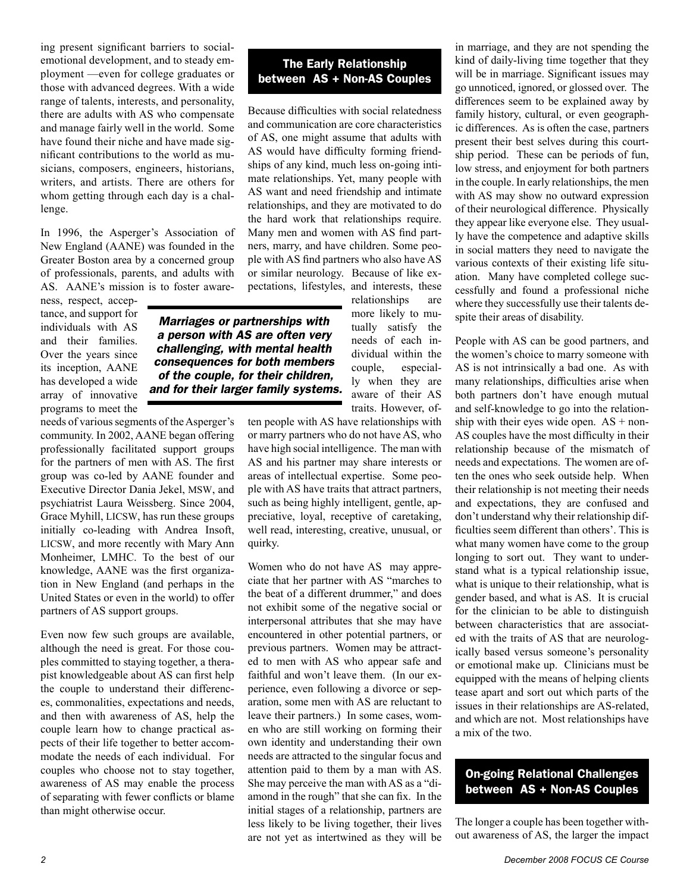ing present significant barriers to social-emotional development, and to steady employment —even for college graduates or those with advanced degrees. With a wide range of talents, interests, and personality, there are adults with AS who compensate and manage fairly well in the world. Some have found their niche and have made significant contributions to the world as musicians, composers, engineers, historians, writers, and artists. There are others for whom getting through each day is a challenge.

In 1996, the Asperger's Association of New England (AANE) was founded in the Greater Boston area by a concerned group of professionals, parents, and adults with AS. AANE's mission is to foster awareness, respect, acceptance, and support for individuals with AS and their families. Over the years since its inception, AANE has developed a wide array of innovative programs to meet the needs of various segments of the Asperger's community. In 2002, AANE began offering professionally facilitated support groups for the partners of men with AS. The first group was co-led by AANE founder and Executive Director Dania Jekel, MSW, and psychiatrist Laura Weissberg. Since 2004, Grace Myhill, LICSW, has run these groups initially co-leading with Andrea Insoft, LICSW, and more recently with Mary Ann Monheimer, LMHC. To the best of our knowledge, AANE was the first organization in New England (and perhaps in the United States or even in the world) to offer partners of AS support groups.

Even now few such groups are available, although the need is great. For those couples committed to staying together, a therapist knowledgeable about AS can first help the couple to understand their differences, commonalities, expectations and needs, and then with awareness of AS, help the couple learn how to change practical aspects of their life together to better accommodate the needs of each individual. For couples who choose not to stay together, awareness of AS may enable the process of separating with fewer conflicts or blame than might otherwise occur.

## The Early Relationship between AS + Non-AS Couples

Because difficulties with social relatedness and communication are core characteristics of AS, one might assume that adults with AS would have difficulty forming friendships of any kind, much less on-going intimate relationships. Yet, many people with AS want and need friendship and intimate relationships, and they are motivated to do the hard work that relationships require. Many men and women with AS find partners, marry, and have children. Some people with AS find partners who also have AS or similar neurology. Because of like expectations, lifestyles, and interests, these relationships are more likely to mutually satisfy the needs of each individual within the couple, especially when they are aware of their AS traits. However, often people with AS have relationships with or marry partners who do not have AS, who have high social intelligence. The man with AS and his partner may share interests or areas of intellectual expertise. Some people with AS have traits that attract partners, such as being highly intelligent, gentle, appreciative, loyal, receptive of caretaking, well read, interesting, creative, unusual, or quirky.

> ***Marriages or partnerships with a person with AS are often very challenging, with mental health consequences for both members of the couple, for their children, and for their larger family systems.***

Women who do not have AS may appreciate that her partner with AS "marches to the beat of a different drummer," and does not exhibit some of the negative social or interpersonal attributes that she may have encountered in other potential partners, or previous partners. Women may be attracted to men with AS who appear safe and faithful and won't leave them. (In our experience, even following a divorce or separation, some men with AS are reluctant to leave their partners.) In some cases, women who are still working on forming their own identity and understanding their own needs are attracted to the singular focus and attention paid to them by a man with AS. She may perceive the man with AS as a "diamond in the rough" that she can fix. In the initial stages of a relationship, partners are less likely to be living together, their lives are not yet as intertwined as they will be in marriage, and they are not spending the kind of daily-living time together that they will be in marriage. Significant issues may go unnoticed, ignored, or glossed over. The differences seem to be explained away by family history, cultural, or even geographic differences. As is often the case, partners present their best selves during this courtship period. These can be periods of fun, low stress, and enjoyment for both partners in the couple. In early relationships, the men with AS may show no outward expression of their neurological difference. Physically they appear like everyone else. They usually have the competence and adaptive skills in social matters they need to navigate the various contexts of their existing life situation. Many have completed college successfully and found a professional niche where they successfully use their talents despite their areas of disability.

People with AS can be good partners, and the women's choice to marry someone with AS is not intrinsically a bad one. As with many relationships, difficulties arise when both partners don't have enough mutual and self-knowledge to go into the relationship with their eyes wide open. AS + non-AS couples have the most difficulty in their relationship because of the mismatch of needs and expectations. The women are often the ones who seek outside help. When their relationship is not meeting their needs and expectations, they are confused and don't understand why their relationship difficulties seem different than others'. This is what many women have come to the group longing to sort out. They want to understand what is a typical relationship issue, what is unique to their relationship, what is gender based, and what is AS. It is crucial for the clinician to be able to distinguish between characteristics that are associated with the traits of AS that are neurologically based versus someone's personality or emotional make up. Clinicians must be equipped with the means of helping clients tease apart and sort out which parts of the issues in their relationships are AS-related, and which are not. Most relationships have a mix of the two.

## On-going Relational Challenges between AS + Non-AS Couples

The longer a couple has been together without awareness of AS, the larger the impact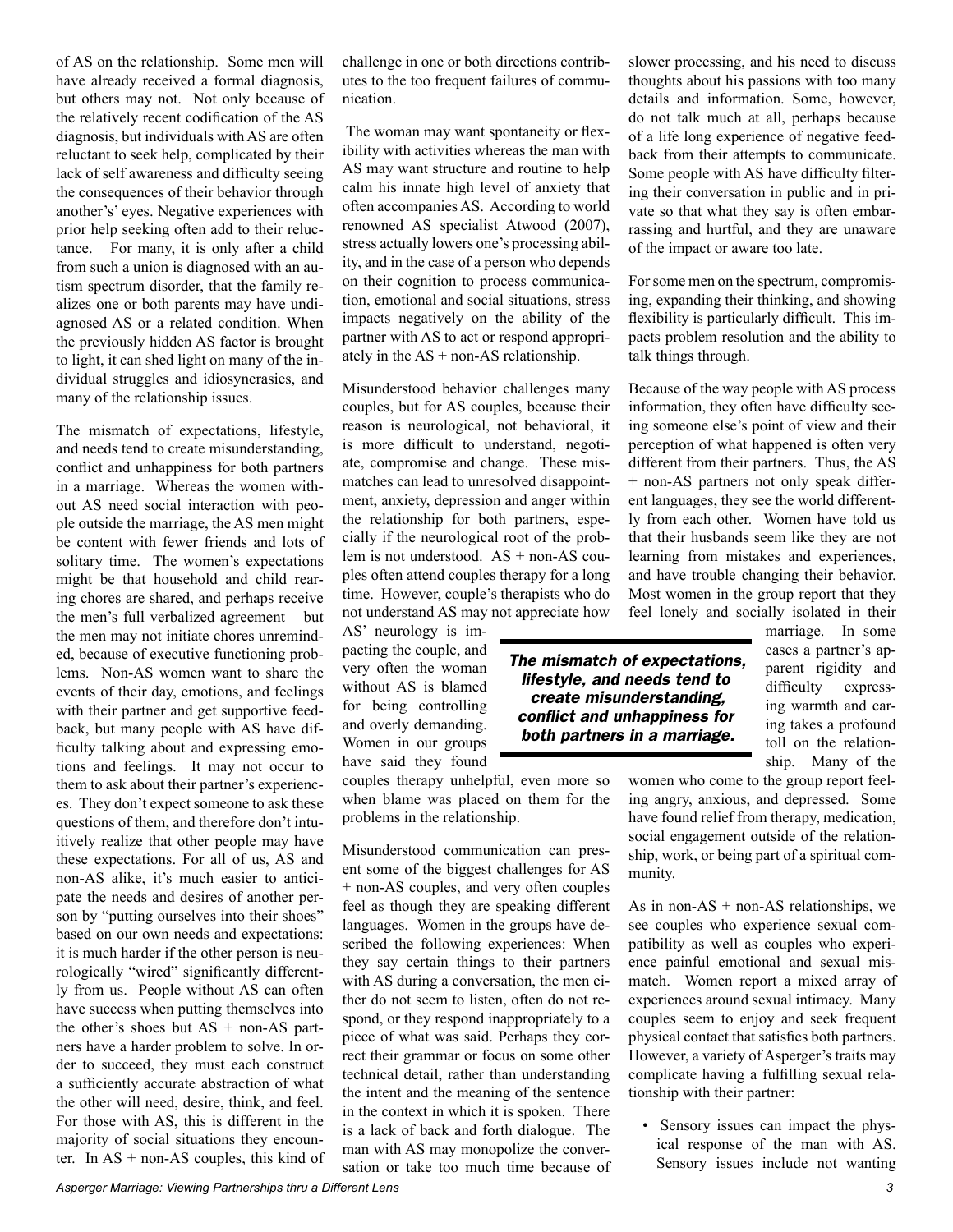of AS on the relationship. Some men will have already received a formal diagnosis, but others may not. Not only because of the relatively recent codification of the AS diagnosis, but individuals with AS are often reluctant to seek help, complicated by their lack of self awareness and difficulty seeing the consequences of their behavior through another's' eyes. Negative experiences with prior help seeking often add to their reluctance. For many, it is only after a child from such a union is diagnosed with an autism spectrum disorder, that the family realizes one or both parents may have undiagnosed AS or a related condition. When the previously hidden AS factor is brought to light, it can shed light on many of the individual struggles and idiosyncrasies, and many of the relationship issues.

The mismatch of expectations, lifestyle, and needs tend to create misunderstanding, conflict and unhappiness for both partners in a marriage. Whereas the women without AS need social interaction with people outside the marriage, the AS men might be content with fewer friends and lots of solitary time. The women's expectations might be that household and child rearing chores are shared, and perhaps receive the men's full verbalized agreement – but the men may not initiate chores unreminded, because of executive functioning problems. Non-AS women want to share the events of their day, emotions, and feelings with their partner and get supportive feedback, but many people with AS have difficulty talking about and expressing emotions and feelings. It may not occur to them to ask about their partner's experiences. They don't expect someone to ask these questions of them, and therefore don't intuitively realize that other people may have these expectations. For all of us, AS and non-AS alike, it's much easier to anticipate the needs and desires of another person by "putting ourselves into their shoes" based on our own needs and expectations: it is much harder if the other person is neurologically "wired" significantly differently from us. People without AS can often have success when putting themselves into the other's shoes but AS + non-AS partners have a harder problem to solve. In order to succeed, they must each construct a sufficiently accurate abstraction of what the other will need, desire, think, and feel. For those with AS, this is different in the majority of social situations they encounter. In AS + non-AS couples, this kind of challenge in one or both directions contributes to the too frequent failures of communication.

The woman may want spontaneity or flexibility with activities whereas the man with AS may want structure and routine to help calm his innate high level of anxiety that often accompanies AS. According to world renowned AS specialist Atwood (2007), stress actually lowers one's processing ability, and in the case of a person who depends on their cognition to process communication, emotional and social situations, stress impacts negatively on the ability of the partner with AS to act or respond appropriately in the AS + non-AS relationship.

Misunderstood behavior challenges many couples, but for AS couples, because their reason is neurological, not behavioral, it is more difficult to understand, negotiate, compromise and change. These mismatches can lead to unresolved disappointment, anxiety, depression and anger within the relationship for both partners, especially if the neurological root of the problem is not understood. AS + non-AS couples often attend couples therapy for a long time. However, couple's therapists who do not understand AS may not appreciate how AS' neurology is impacting the couple, and very often the woman without AS is blamed for being controlling and overly demanding. Women in our groups have said they found couples therapy unhelpful, even more so when blame was placed on them for the problems in the relationship.

***The mismatch of expectations, lifestyle, and needs tend to create misunderstanding, conflict and unhappiness for both partners in a marriage.***

Misunderstood communication can present some of the biggest challenges for AS + non-AS couples, and very often couples feel as though they are speaking different languages. Women in the groups have described the following experiences: When they say certain things to their partners with AS during a conversation, the men either do not seem to listen, often do not respond, or they respond inappropriately to a piece of what was said. Perhaps they correct their grammar or focus on some other technical detail, rather than understanding the intent and the meaning of the sentence in the context in which it is spoken. There is a lack of back and forth dialogue. The man with AS may monopolize the conversation or take too much time because of slower processing, and his need to discuss thoughts about his passions with too many details and information. Some, however, do not talk much at all, perhaps because of a life long experience of negative feedback from their attempts to communicate. Some people with AS have difficulty filtering their conversation in public and in private so that what they say is often embarrassing and hurtful, and they are unaware of the impact or aware too late.

For some men on the spectrum, compromising, expanding their thinking, and showing flexibility is particularly difficult. This impacts problem resolution and the ability to talk things through.

Because of the way people with AS process information, they often have difficulty seeing someone else's point of view and their perception of what happened is often very different from their partners. Thus, the AS + non-AS partners not only speak different languages, they see the world differently from each other. Women have told us that their husbands seem like they are not learning from mistakes and experiences, and have trouble changing their behavior. Most women in the group report that they feel lonely and socially isolated in their marriage. In some cases a partner's apparent rigidity and difficulty expressing warmth and caring takes a profound toll on the relationship. Many of the women who come to the group report feeling angry, anxious, and depressed. Some have found relief from therapy, medication, social engagement outside of the relationship, work, or being part of a spiritual community.

As in non-AS + non-AS relationships, we see couples who experience sexual compatibility as well as couples who experience painful emotional and sexual mismatch. Women report a mixed array of experiences around sexual intimacy. Many couples seem to enjoy and seek frequent physical contact that satisfies both partners. However, a variety of Asperger's traits may complicate having a fulfilling sexual relationship with their partner:

- Sensory issues can impact the physical response of the man with AS. Sensory issues include not wanting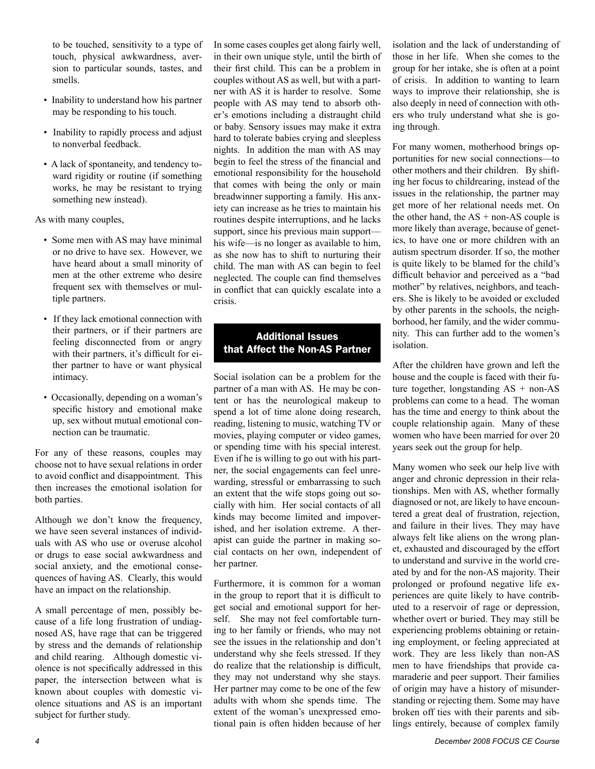to be touched, sensitivity to a type of touch, physical awkwardness, aversion to particular sounds, tastes, and smells.

- Inability to understand how his partner may be responding to his touch.
- Inability to rapidly process and adjust to nonverbal feedback.
- A lack of spontaneity, and tendency toward rigidity or routine (if something works, he may be resistant to trying something new instead).

As with many couples,

- Some men with AS may have minimal or no drive to have sex. However, we have heard about a small minority of men at the other extreme who desire frequent sex with themselves or multiple partners.
- If they lack emotional connection with their partners, or if their partners are feeling disconnected from or angry with their partners, it's difficult for either partner to have or want physical intimacy.
- Occasionally, depending on a woman's specific history and emotional make up, sex without mutual emotional connection can be traumatic.

For any of these reasons, couples may choose not to have sexual relations in order to avoid conflict and disappointment. This then increases the emotional isolation for both parties.

Although we don't know the frequency, we have seen several instances of individuals with AS who use or overuse alcohol or drugs to ease social awkwardness and social anxiety, and the emotional consequences of having AS. Clearly, this would have an impact on the relationship.

A small percentage of men, possibly because of a life long frustration of undiagnosed AS, have rage that can be triggered by stress and the demands of relationship and child rearing. Although domestic violence is not specifically addressed in this paper, the intersection between what is known about couples with domestic violence situations and AS is an important subject for further study.

In some cases couples get along fairly well, in their own unique style, until the birth of their first child. This can be a problem in couples without AS as well, but with a partner with AS it is harder to resolve. Some people with AS may tend to absorb other's emotions including a distraught child or baby. Sensory issues may make it extra hard to tolerate babies crying and sleepless nights. In addition the man with AS may begin to feel the stress of the financial and emotional responsibility for the household that comes with being the only or main breadwinner supporting a family. His anxiety can increase as he tries to maintain his routines despite interruptions, and he lacks support, since his previous main support—his wife—is no longer as available to him, as she now has to shift to nurturing their child. The man with AS can begin to feel neglected. The couple can find themselves in conflict that can quickly escalate into a crisis.

## Additional Issues that Affect the Non-AS Partner

Social isolation can be a problem for the partner of a man with AS. He may be content or has the neurological makeup to spend a lot of time alone doing research, reading, listening to music, watching TV or movies, playing computer or video games, or spending time with his special interest. Even if he is willing to go out with his partner, the social engagements can feel unrewarding, stressful or embarrassing to such an extent that the wife stops going out socially with him. Her social contacts of all kinds may become limited and impoverished, and her isolation extreme. A therapist can guide the partner in making social contacts on her own, independent of her partner.

Furthermore, it is common for a woman in the group to report that it is difficult to get social and emotional support for herself. She may not feel comfortable turning to her family or friends, who may not see the issues in the relationship and don't understand why she feels stressed. If they do realize that the relationship is difficult, they may not understand why she stays. Her partner may come to be one of the few adults with whom she spends time. The extent of the woman's unexpressed emotional pain is often hidden because of her isolation and the lack of understanding of those in her life. When she comes to the group for her intake, she is often at a point of crisis. In addition to wanting to learn ways to improve their relationship, she is also deeply in need of connection with others who truly understand what she is going through.

For many women, motherhood brings opportunities for new social connections—to other mothers and their children. By shifting her focus to childrearing, instead of the issues in the relationship, the partner may get more of her relational needs met. On the other hand, the AS + non-AS couple is more likely than average, because of genetics, to have one or more children with an autism spectrum disorder. If so, the mother is quite likely to be blamed for the child's difficult behavior and perceived as a "bad mother" by relatives, neighbors, and teachers. She is likely to be avoided or excluded by other parents in the schools, the neighborhood, her family, and the wider community. This can further add to the women's isolation.

After the children have grown and left the house and the couple is faced with their future together, longstanding AS + non-AS problems can come to a head. The woman has the time and energy to think about the couple relationship again. Many of these women who have been married for over 20 years seek out the group for help.

Many women who seek our help live with anger and chronic depression in their relationships. Men with AS, whether formally diagnosed or not, are likely to have encountered a great deal of frustration, rejection, and failure in their lives. They may have always felt like aliens on the wrong planet, exhausted and discouraged by the effort to understand and survive in the world created by and for the non-AS majority. Their prolonged or profound negative life experiences are quite likely to have contributed to a reservoir of rage or depression, whether overt or buried. They may still be experiencing problems obtaining or retaining employment, or feeling appreciated at work. They are less likely than non-AS men to have friendships that provide camaraderie and peer support. Their families of origin may have a history of misunderstanding or rejecting them. Some may have broken off ties with their parents and siblings entirely, because of complex family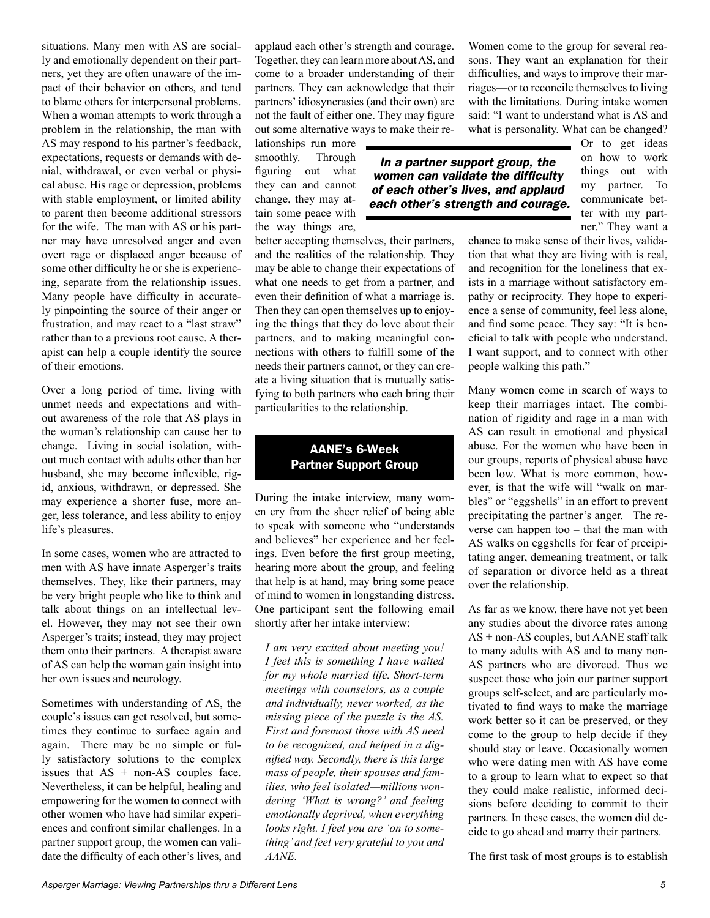situations. Many men with AS are socially and emotionally dependent on their partners, yet they are often unaware of the impact of their behavior on others, and tend to blame others for interpersonal problems. When a woman attempts to work through a problem in the relationship, the man with AS may respond to his partner's feedback, expectations, requests or demands with denial, withdrawal, or even verbal or physical abuse. His rage or depression, problems with stable employment, or limited ability to parent then become additional stressors for the wife. The man with AS or his partner may have unresolved anger and even overt rage or displaced anger because of some other difficulty he or she is experiencing, separate from the relationship issues. Many people have difficulty in accurately pinpointing the source of their anger or frustration, and may react to a "last straw" rather than to a previous root cause. A therapist can help a couple identify the source of their emotions.

Over a long period of time, living with unmet needs and expectations and without awareness of the role that AS plays in the woman's relationship can cause her to change. Living in social isolation, without much contact with adults other than her husband, she may become inflexible, rigid, anxious, withdrawn, or depressed. She may experience a shorter fuse, more anger, less tolerance, and less ability to enjoy life's pleasures.

In some cases, women who are attracted to men with AS have innate Asperger's traits themselves. They, like their partners, may be very bright people who like to think and talk about things on an intellectual level. However, they may not see their own Asperger's traits; instead, they may project them onto their partners. A therapist aware of AS can help the woman gain insight into her own issues and neurology.

Sometimes with understanding of AS, the couple's issues can get resolved, but sometimes they continue to surface again and again. There may be no simple or fully satisfactory solutions to the complex issues that AS + non-AS couples face. Nevertheless, it can be helpful, healing and empowering for the women to connect with other women who have had similar experiences and confront similar challenges. In a partner support group, the women can validate the difficulty of each other's lives, and applaud each other's strength and courage. Together, they can learn more about AS, and come to a broader understanding of their partners. They can acknowledge that their partners' idiosyncracies (and their own) are not the fault of either one. They may figure out some alternative ways to make their relationships run more smoothly. Through figuring out what they can and cannot change, they may attain some peace with the way things are, better accepting themselves, their partners, and the realities of the relationship. They may be able to change their expectations of what one needs to get from a partner, and even their definition of what a marriage is. Then they can open themselves up to enjoying the things that they do love about their partners, and to making meaningful connections with others to fulfill some of the needs their partners cannot, or they can create a living situation that is mutually satisfying to both partners who each bring their particularities to the relationship.

> ***In a partner support group, the women can validate the difficulty of each other's lives, and applaud each other's strength and courage.***

## AANE's 6-Week Partner Support Group

During the intake interview, many women cry from the sheer relief of being able to speak with someone who "understands and believes" her experience and her feelings. Even before the first group meeting, hearing more about the group, and feeling that help is at hand, may bring some peace of mind to women in longstanding distress. One participant sent the following email shortly after her intake interview:

*I am very excited about meeting you! I feel this is something I have waited for my whole married life. Short-term meetings with counselors, as a couple and individually, never worked, as the missing piece of the puzzle is the AS. First and foremost those with AS need to be recognized, and helped in a dignified way. Secondly, there is this large mass of people, their spouses and families, who feel isolated—millions wondering 'What is wrong?' and feeling emotionally deprived, when everything looks right. I feel you are 'on to something' and feel very grateful to you and AANE.*

Women come to the group for several reasons. They want an explanation for their difficulties, and ways to improve their marriages—or to reconcile themselves to living with the limitations. During intake women said: "I want to understand what is AS and what is personality. What can be changed? Or to get ideas on how to work things out with my partner. To communicate better with my partner." They want a chance to make sense of their lives, validation that what they are living with is real, and recognition for the loneliness that exists in a marriage without satisfactory empathy or reciprocity. They hope to experience a sense of community, feel less alone, and find some peace. They say: "It is beneficial to talk with people who understand. I want support, and to connect with other people walking this path."

Many women come in search of ways to keep their marriages intact. The combination of rigidity and rage in a man with AS can result in emotional and physical abuse. For the women who have been in our groups, reports of physical abuse have been low. What is more common, however, is that the wife will "walk on marbles" or "eggshells" in an effort to prevent precipitating the partner's anger. The reverse can happen too – that the man with AS walks on eggshells for fear of precipitating anger, demeaning treatment, or talk of separation or divorce held as a threat over the relationship.

As far as we know, there have not yet been any studies about the divorce rates among AS + non-AS couples, but AANE staff talk to many adults with AS and to many non-AS partners who are divorced. Thus we suspect those who join our partner support groups self-select, and are particularly motivated to find ways to make the marriage work better so it can be preserved, or they come to the group to help decide if they should stay or leave. Occasionally women who were dating men with AS have come to a group to learn what to expect so that they could make realistic, informed decisions before deciding to commit to their partners. In these cases, the women did decide to go ahead and marry their partners.

The first task of most groups is to establish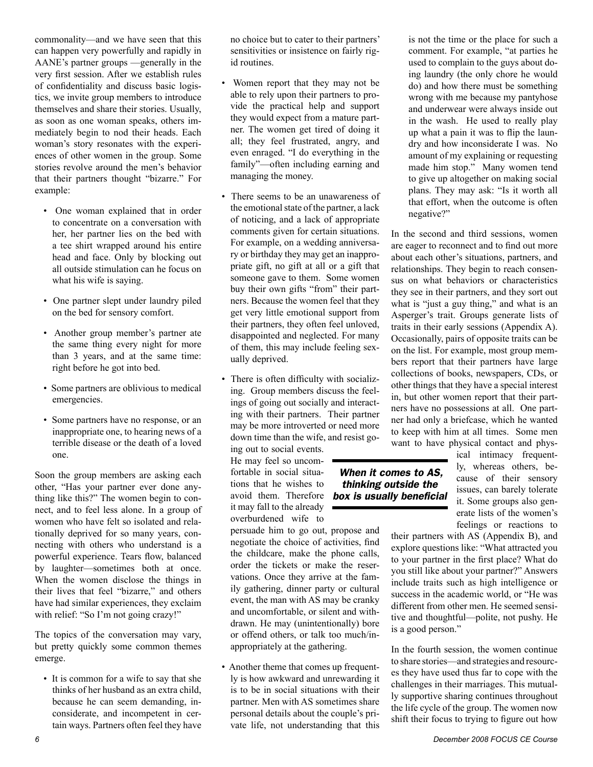commonality—and we have seen that this can happen very powerfully and rapidly in AANE's partner groups —generally in the very first session. After we establish rules of confidentiality and discuss basic logistics, we invite group members to introduce themselves and share their stories. Usually, as soon as one woman speaks, others immediately begin to nod their heads. Each woman's story resonates with the experiences of other women in the group. Some stories revolve around the men's behavior that their partners thought "bizarre." For example:

- One woman explained that in order to concentrate on a conversation with her, her partner lies on the bed with a tee shirt wrapped around his entire head and face. Only by blocking out all outside stimulation can he focus on what his wife is saying.
- One partner slept under laundry piled on the bed for sensory comfort.
- Another group member's partner ate the same thing every night for more than 3 years, and at the same time: right before he got into bed.
- Some partners are oblivious to medical emergencies.
- Some partners have no response, or an inappropriate one, to hearing news of a terrible disease or the death of a loved one.

Soon the group members are asking each other, "Has your partner ever done anything like this?" The women begin to connect, and to feel less alone. In a group of women who have felt so isolated and relationally deprived for so many years, connecting with others who understand is a powerful experience. Tears flow, balanced by laughter—sometimes both at once. When the women disclose the things in their lives that feel "bizarre," and others have had similar experiences, they exclaim with relief: "So I'm not going crazy!"

The topics of the conversation may vary, but pretty quickly some common themes emerge.

- It is common for a wife to say that she thinks of her husband as an extra child, because he can seem demanding, inconsiderate, and incompetent in certain ways. Partners often feel they have no choice but to cater to their partners' sensitivities or insistence on fairly rigid routines.
- Women report that they may not be able to rely upon their partners to provide the practical help and support they would expect from a mature partner. The women get tired of doing it all; they feel frustrated, angry, and even enraged. "I do everything in the family"—often including earning and managing the money.
- There seems to be an unawareness of the emotional state of the partner, a lack of noticing, and a lack of appropriate comments given for certain situations. For example, on a wedding anniversary or birthday they may get an inappropriate gift, no gift at all or a gift that someone gave to them. Some women buy their own gifts "from" their partners. Because the women feel that they get very little emotional support from their partners, they often feel unloved, disappointed and neglected. For many of them, this may include feeling sexually deprived.
- There is often difficulty with socializing. Group members discuss the feelings of going out socially and interacting with their partners. Their partner may be more introverted or need more down time than the wife, and resist going out to social events. He may feel so uncomfortable in social situations that he wishes to avoid them. Therefore it may fall to the already overburdened wife to persuade him to go out, propose and negotiate the choice of activities, find the childcare, make the phone calls, order the tickets or make the reservations. Once they arrive at the family gathering, dinner party or cultural event, the man with AS may be cranky and uncomfortable, or silent and withdrawn. He may (unintentionally) bore or offend others, or talk too much/inappropriately at the gathering.
- Another theme that comes up frequently is how awkward and unrewarding it is to be in social situations with their partner. Men with AS sometimes share personal details about the couple's private life, not understanding that this is not the time or the place for such a comment. For example, "at parties he used to complain to the guys about doing laundry (the only chore he would do) and how there must be something wrong with me because my pantyhose and underwear were always inside out in the wash. He used to really play up what a pain it was to flip the laundry and how inconsiderate I was. No amount of my explaining or requesting made him stop." Many women tend to give up altogether on making social plans. They may ask: "Is it worth all that effort, when the outcome is often negative?"

**_When it comes to AS, thinking outside the box is usually beneficial_**

In the second and third sessions, women are eager to reconnect and to find out more about each other's situations, partners, and relationships. They begin to reach consensus on what behaviors or characteristics they see in their partners, and they sort out what is "just a guy thing," and what is an Asperger's trait. Groups generate lists of traits in their early sessions (Appendix A). Occasionally, pairs of opposite traits can be on the list. For example, most group members report that their partners have large collections of books, newspapers, CDs, or other things that they have a special interest in, but other women report that their partners have no possessions at all. One partner had only a briefcase, which he wanted to keep with him at all times. Some men want to have physical contact and physical intimacy frequently, whereas others, because of their sensory issues, can barely tolerate it. Some groups also generate lists of the women's feelings or reactions to their partners with AS (Appendix B), and explore questions like: "What attracted you to your partner in the first place? What do you still like about your partner?" Answers include traits such as high intelligence or success in the academic world, or "He was different from other men. He seemed sensitive and thoughtful—polite, not pushy. He is a good person."

In the fourth session, the women continue to share stories—and strategies and resources they have used thus far to cope with the challenges in their marriages. This mutually supportive sharing continues throughout the life cycle of the group. The women now shift their focus to trying to figure out how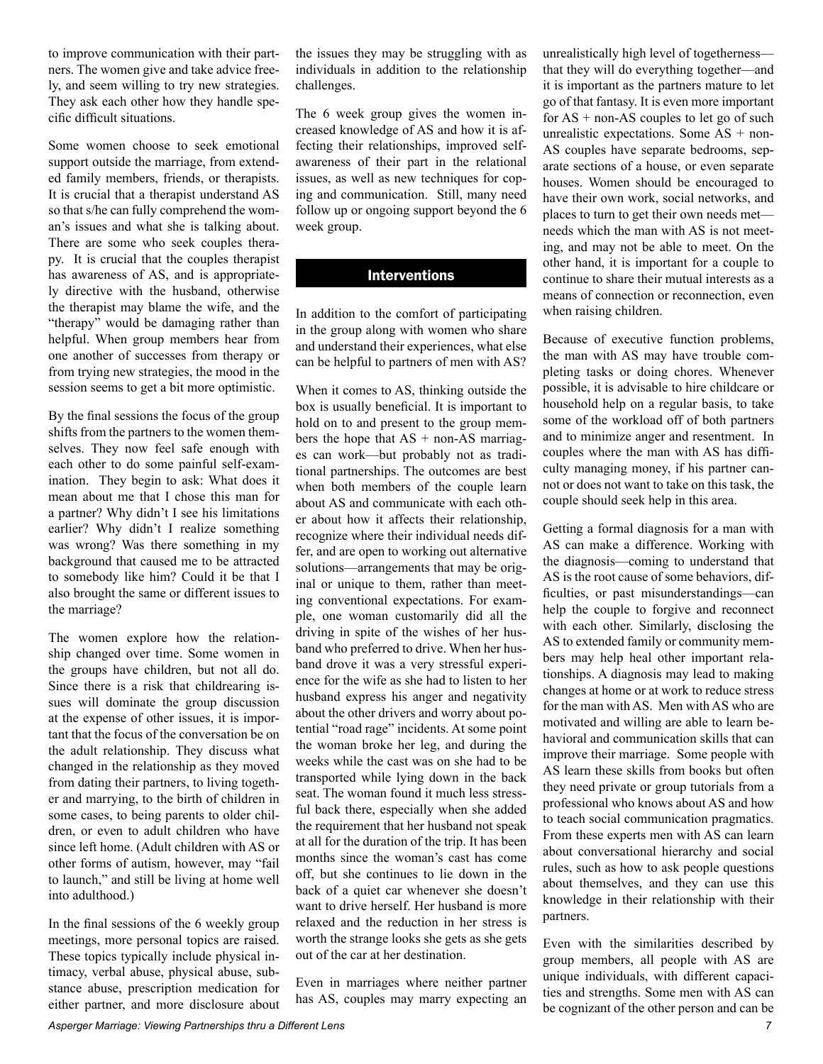to improve communication with their partners. The women give and take advice freely, and seem willing to try new strategies. They ask each other how they handle specific difficult situations.

Some women choose to seek emotional support outside the marriage, from extended family members, friends, or therapists. It is crucial that a therapist understand AS so that s/he can fully comprehend the woman's issues and what she is talking about. There are some who seek couples therapy. It is crucial that the couples therapist has awareness of AS, and is appropriately directive with the husband, otherwise the therapist may blame the wife, and the "therapy" would be damaging rather than helpful. When group members hear from one another of successes from therapy or from trying new strategies, the mood in the session seems to get a bit more optimistic.

By the final sessions the focus of the group shifts from the partners to the women themselves. They now feel safe enough with each other to do some painful self-examination. They begin to ask: What does it mean about me that I chose this man for a partner? Why didn't I see his limitations earlier? Why didn't I realize something was wrong? Was there something in my background that caused me to be attracted to somebody like him? Could it be that I also brought the same or different issues to the marriage?

The women explore how the relationship changed over time. Some women in the groups have children, but not all do. Since there is a risk that childrearing issues will dominate the group discussion at the expense of other issues, it is important that the focus of the conversation be on the adult relationship. They discuss what changed in the relationship as they moved from dating their partners, to living together and marrying, to the birth of children in some cases, to being parents to older children, or even to adult children who have since left home. (Adult children with AS or other forms of autism, however, may "fail to launch," and still be living at home well into adulthood.)

In the final sessions of the 6 weekly group meetings, more personal topics are raised. These topics typically include physical intimacy, verbal abuse, physical abuse, substance abuse, prescription medication for either partner, and more disclosure about the issues they may be struggling with as individuals in addition to the relationship challenges.

The 6 week group gives the women increased knowledge of AS and how it is affecting their relationships, improved self-awareness of their part in the relational issues, as well as new techniques for coping and communication. Still, many need follow up or ongoing support beyond the 6 week group.

## Interventions

In addition to the comfort of participating in the group along with women who share and understand their experiences, what else can be helpful to partners of men with AS?

When it comes to AS, thinking outside the box is usually beneficial. It is important to hold on to and present to the group members the hope that AS + non-AS marriages can work—but probably not as traditional partnerships. The outcomes are best when both members of the couple learn about AS and communicate with each other about how it affects their relationship, recognize where their individual needs differ, and are open to working out alternative solutions—arrangements that may be original or unique to them, rather than meeting conventional expectations. For example, one woman customarily did all the driving in spite of the wishes of her husband who preferred to drive. When her husband drove it was a very stressful experience for the wife as she had to listen to her husband express his anger and negativity about the other drivers and worry about potential "road rage" incidents. At some point the woman broke her leg, and during the weeks while the cast was on she had to be transported while lying down in the back seat. The woman found it much less stressful back there, especially when she added the requirement that her husband not speak at all for the duration of the trip. It has been months since the woman's cast has come off, but she continues to lie down in the back of a quiet car whenever she doesn't want to drive herself. Her husband is more relaxed and the reduction in her stress is worth the strange looks she gets as she gets out of the car at her destination.

Even in marriages where neither partner has AS, couples may marry expecting an unrealistically high level of togetherness—that they will do everything together—and it is important as the partners mature to let go of that fantasy. It is even more important for AS + non-AS couples to let go of such unrealistic expectations. Some AS + non-AS couples have separate bedrooms, separate sections of a house, or even separate houses. Women should be encouraged to have their own work, social networks, and places to turn to get their own needs met—needs which the man with AS is not meeting, and may not be able to meet. On the other hand, it is important for a couple to continue to share their mutual interests as a means of connection or reconnection, even when raising children.

Because of executive function problems, the man with AS may have trouble completing tasks or doing chores. Whenever possible, it is advisable to hire childcare or household help on a regular basis, to take some of the workload off of both partners and to minimize anger and resentment. In couples where the man with AS has difficulty managing money, if his partner cannot or does not want to take on this task, the couple should seek help in this area.

Getting a formal diagnosis for a man with AS can make a difference. Working with the diagnosis—coming to understand that AS is the root cause of some behaviors, difficulties, or past misunderstandings—can help the couple to forgive and reconnect with each other. Similarly, disclosing the AS to extended family or community members may help heal other important relationships. A diagnosis may lead to making changes at home or at work to reduce stress for the man with AS. Men with AS who are motivated and willing are able to learn behavioral and communication skills that can improve their marriage. Some people with AS learn these skills from books but often they need private or group tutorials from a professional who knows about AS and how to teach social communication pragmatics. From these experts men with AS can learn about conversational hierarchy and social rules, such as how to ask people questions about themselves, and they can use this knowledge in their relationship with their partners.

Even with the similarities described by group members, all people with AS are unique individuals, with different capacities and strengths. Some men with AS can be cognizant of the other person and can be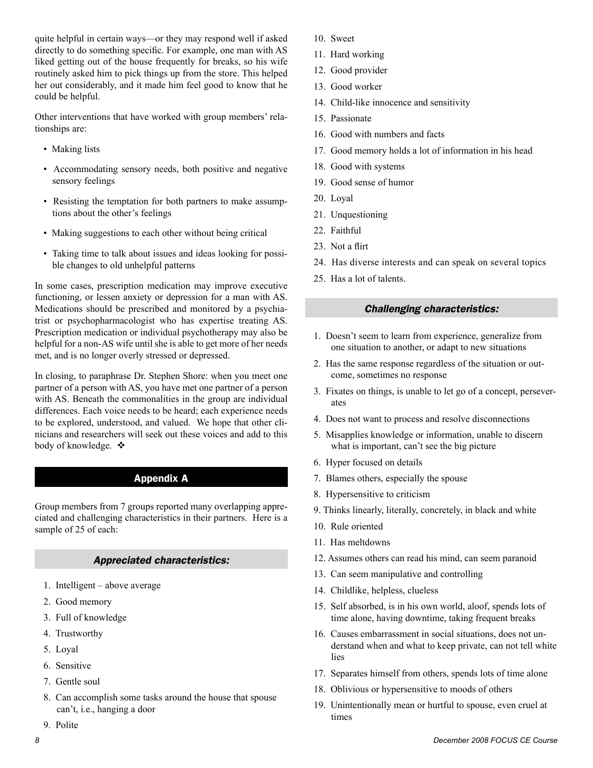quite helpful in certain ways—or they may respond well if asked directly to do something specific. For example, one man with AS liked getting out of the house frequently for breaks, so his wife routinely asked him to pick things up from the store. This helped her out considerably, and it made him feel good to know that he could be helpful.

Other interventions that have worked with group members' relationships are:

- Making lists
- Accommodating sensory needs, both positive and negative sensory feelings
- Resisting the temptation for both partners to make assumptions about the other's feelings
- Making suggestions to each other without being critical
- Taking time to talk about issues and ideas looking for possible changes to old unhelpful patterns

In some cases, prescription medication may improve executive functioning, or lessen anxiety or depression for a man with AS. Medications should be prescribed and monitored by a psychiatrist or psychopharmacologist who has expertise treating AS. Prescription medication or individual psychotherapy may also be helpful for a non-AS wife until she is able to get more of her needs met, and is no longer overly stressed or depressed.

In closing, to paraphrase Dr. Stephen Shore: when you meet one partner of a person with AS, you have met one partner of a person with AS. Beneath the commonalities in the group are individual differences. Each voice needs to be heard; each experience needs to be explored, understood, and valued. We hope that other clinicians and researchers will seek out these voices and add to this body of knowledge. ❖

## Appendix A

Group members from 7 groups reported many overlapping appreciated and challenging characteristics in their partners. Here is a sample of 25 of each:

### *Appreciated characteristics:*

1. Intelligent – above average
2. Good memory
3. Full of knowledge
4. Trustworthy
5. Loyal
6. Sensitive
7. Gentle soul
8. Can accomplish some tasks around the house that spouse can't, i.e., hanging a door
9. Polite
10. Sweet
11. Hard working
12. Good provider
13. Good worker
14. Child-like innocence and sensitivity
15. Passionate
16. Good with numbers and facts
17. Good memory holds a lot of information in his head
18. Good with systems
19. Good sense of humor
20. Loyal
21. Unquestioning
22. Faithful
23. Not a flirt
24. Has diverse interests and can speak on several topics
25. Has a lot of talents.

### *Challenging characteristics:*

1. Doesn't seem to learn from experience, generalize from one situation to another, or adapt to new situations
2. Has the same response regardless of the situation or outcome, sometimes no response
3. Fixates on things, is unable to let go of a concept, perseverates
4. Does not want to process and resolve disconnections
5. Misapplies knowledge or information, unable to discern what is important, can't see the big picture
6. Hyper focused on details
7. Blames others, especially the spouse
8. Hypersensitive to criticism
9. Thinks linearly, literally, concretely, in black and white
10. Rule oriented
11. Has meltdowns
12. Assumes others can read his mind, can seem paranoid
13. Can seem manipulative and controlling
14. Childlike, helpless, clueless
15. Self absorbed, is in his own world, aloof, spends lots of time alone, having downtime, taking frequent breaks
16. Causes embarrassment in social situations, does not understand when and what to keep private, can not tell white lies
17. Separates himself from others, spends lots of time alone
18. Oblivious or hypersensitive to moods of others
19. Unintentionally mean or hurtful to spouse, even cruel at times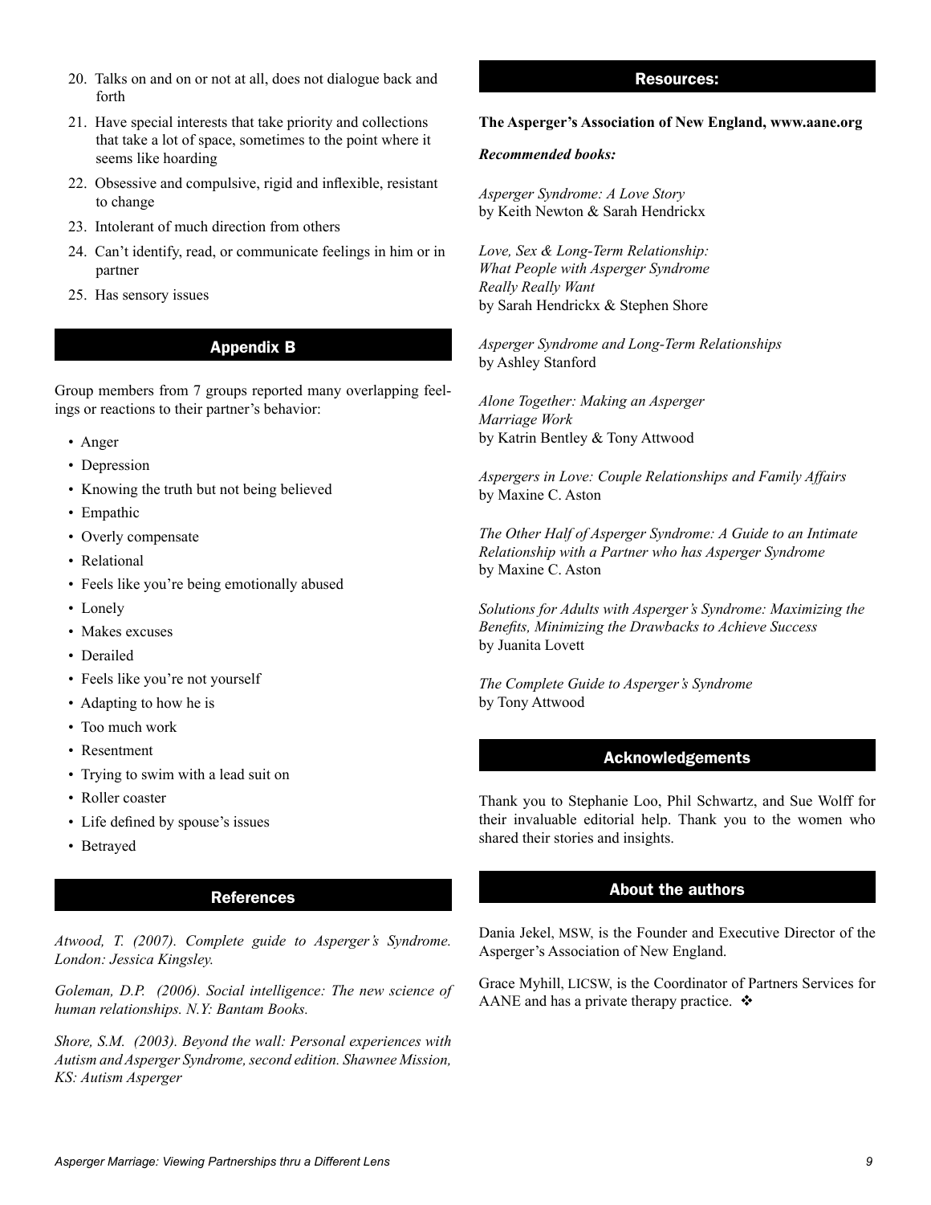20. Talks on and on or not at all, does not dialogue back and forth
21. Have special interests that take priority and collections that take a lot of space, sometimes to the point where it seems like hoarding
22. Obsessive and compulsive, rigid and inflexible, resistant to change
23. Intolerant of much direction from others
24. Can't identify, read, or communicate feelings in him or in partner
25. Has sensory issues

## Appendix B

Group members from 7 groups reported many overlapping feelings or reactions to their partner's behavior:

- Anger
- Depression
- Knowing the truth but not being believed
- Empathic
- Overly compensate
- Relational
- Feels like you're being emotionally abused
- Lonely
- Makes excuses
- Derailed
- Feels like you're not yourself
- Adapting to how he is
- Too much work
- Resentment
- Trying to swim with a lead suit on
- Roller coaster
- Life defined by spouse's issues
- Betrayed

## References

*Atwood, T. (2007). Complete guide to Asperger's Syndrome. London: Jessica Kingsley.*

*Goleman, D.P. (2006). Social intelligence: The new science of human relationships. N.Y: Bantam Books.*

*Shore, S.M. (2003). Beyond the wall: Personal experiences with Autism and Asperger Syndrome, second edition. Shawnee Mission, KS: Autism Asperger*

## Resources:

**The Asperger's Association of New England, www.aane.org**

***Recommended books:***

*Asperger Syndrome: A Love Story*
by Keith Newton & Sarah Hendrickx

*Love, Sex & Long-Term Relationship: What People with Asperger Syndrome Really Really Want*
by Sarah Hendrickx & Stephen Shore

*Asperger Syndrome and Long-Term Relationships*
by Ashley Stanford

*Alone Together: Making an Asperger Marriage Work*
by Katrin Bentley & Tony Attwood

*Aspergers in Love: Couple Relationships and Family Affairs*
by Maxine C. Aston

*The Other Half of Asperger Syndrome: A Guide to an Intimate Relationship with a Partner who has Asperger Syndrome*
by Maxine C. Aston

*Solutions for Adults with Asperger's Syndrome: Maximizing the Benefits, Minimizing the Drawbacks to Achieve Success*
by Juanita Lovett

*The Complete Guide to Asperger's Syndrome*
by Tony Attwood

## Acknowledgements

Thank you to Stephanie Loo, Phil Schwartz, and Sue Wolff for their invaluable editorial help. Thank you to the women who shared their stories and insights.

## About the authors

Dania Jekel, MSW, is the Founder and Executive Director of the Asperger's Association of New England.

Grace Myhill, LICSW, is the Coordinator of Partners Services for AANE and has a private therapy practice. ❖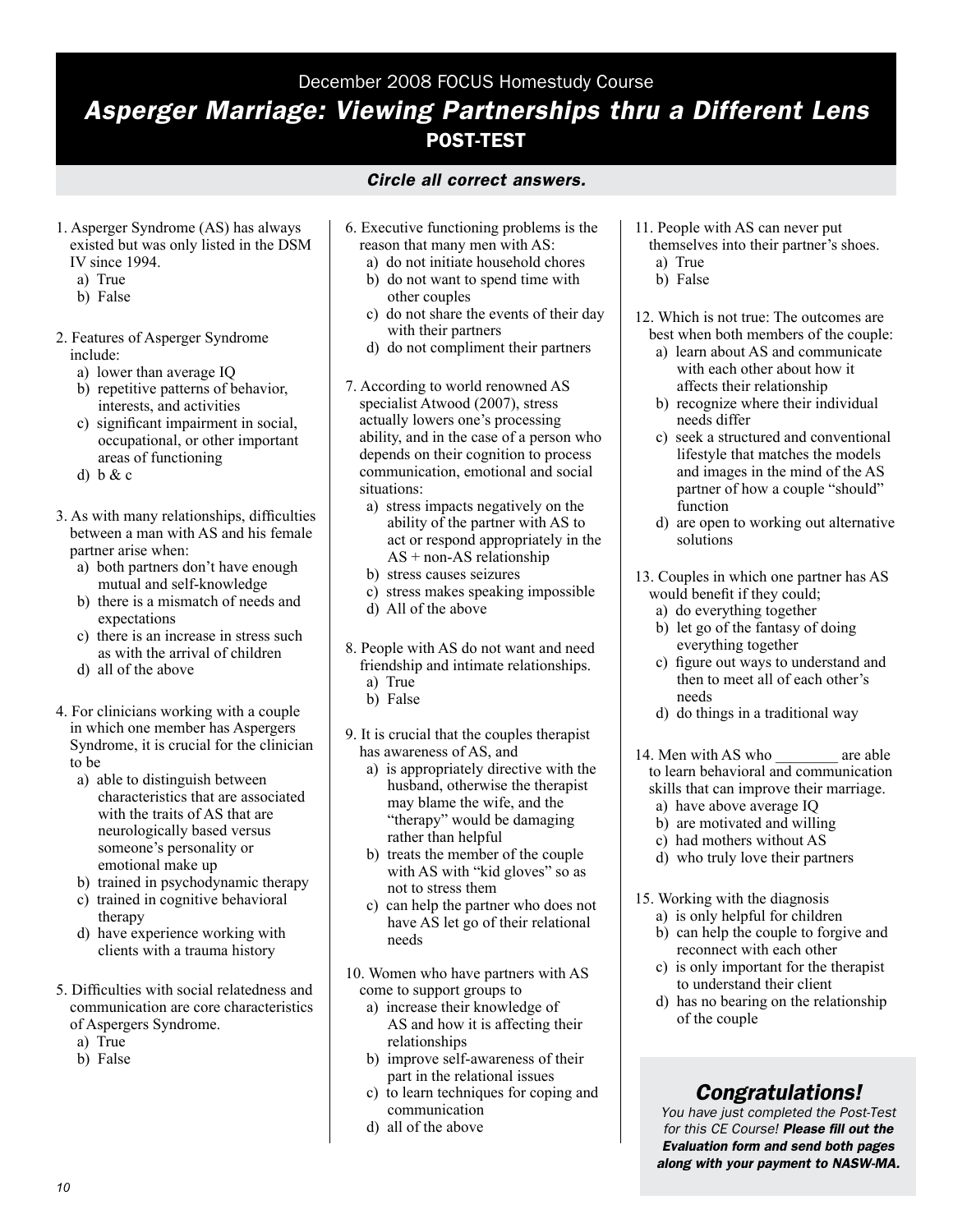December 2008 FOCUS Homestudy Course

# *Asperger Marriage: Viewing Partnerships thru a Different Lens*

## POST-TEST

***Circle all correct answers.***

1. Asperger Syndrome (AS) has always existed but was only listed in the DSM IV since 1994.
   a) True
   b) False

2. Features of Asperger Syndrome include:
   a) lower than average IQ
   b) repetitive patterns of behavior, interests, and activities
   c) significant impairment in social, occupational, or other important areas of functioning
   d) b & c

3. As with many relationships, difficulties between a man with AS and his female partner arise when:
   a) both partners don't have enough mutual and self-knowledge
   b) there is a mismatch of needs and expectations
   c) there is an increase in stress such as with the arrival of children
   d) all of the above

4. For clinicians working with a couple in which one member has Aspergers Syndrome, it is crucial for the clinician to be
   a) able to distinguish between characteristics that are associated with the traits of AS that are neurologically based versus someone's personality or emotional make up
   b) trained in psychodynamic therapy
   c) trained in cognitive behavioral therapy
   d) have experience working with clients with a trauma history

5. Difficulties with social relatedness and communication are core characteristics of Aspergers Syndrome.
   a) True
   b) False

6. Executive functioning problems is the reason that many men with AS:
   a) do not initiate household chores
   b) do not want to spend time with other couples
   c) do not share the events of their day with their partners
   d) do not compliment their partners

7. According to world renowned AS specialist Atwood (2007), stress actually lowers one's processing ability, and in the case of a person who depends on their cognition to process communication, emotional and social situations:
   a) stress impacts negatively on the ability of the partner with AS to act or respond appropriately in the AS + non-AS relationship
   b) stress causes seizures
   c) stress makes speaking impossible
   d) All of the above

8. People with AS do not want and need friendship and intimate relationships.
   a) True
   b) False

9. It is crucial that the couples therapist has awareness of AS, and
   a) is appropriately directive with the husband, otherwise the therapist may blame the wife, and the "therapy" would be damaging rather than helpful
   b) treats the member of the couple with AS with "kid gloves" so as not to stress them
   c) can help the partner who does not have AS let go of their relational needs

10. Women who have partners with AS come to support groups to
    a) increase their knowledge of AS and how it is affecting their relationships
    b) improve self-awareness of their part in the relational issues
    c) to learn techniques for coping and communication
    d) all of the above

11. People with AS can never put themselves into their partner's shoes.
    a) True
    b) False

12. Which is not true: The outcomes are best when both members of the couple:
    a) learn about AS and communicate with each other about how it affects their relationship
    b) recognize where their individual needs differ
    c) seek a structured and conventional lifestyle that matches the models and images in the mind of the AS partner of how a couple "should" function
    d) are open to working out alternative solutions

13. Couples in which one partner has AS would benefit if they could;
    a) do everything together
    b) let go of the fantasy of doing everything together
    c) figure out ways to understand and then to meet all of each other's needs
    d) do things in a traditional way

14. Men with AS who ________ are able to learn behavioral and communication skills that can improve their marriage.
    a) have above average IQ
    b) are motivated and willing
    c) had mothers without AS
    d) who truly love their partners

15. Working with the diagnosis
    a) is only helpful for children
    b) can help the couple to forgive and reconnect with each other
    c) is only important for the therapist to understand their client
    d) has no bearing on the relationship of the couple

### *Congratulations!*

*You have just completed the Post-Test for this CE Course!* ***Please fill out the Evaluation form and send both pages along with your payment to NASW-MA.***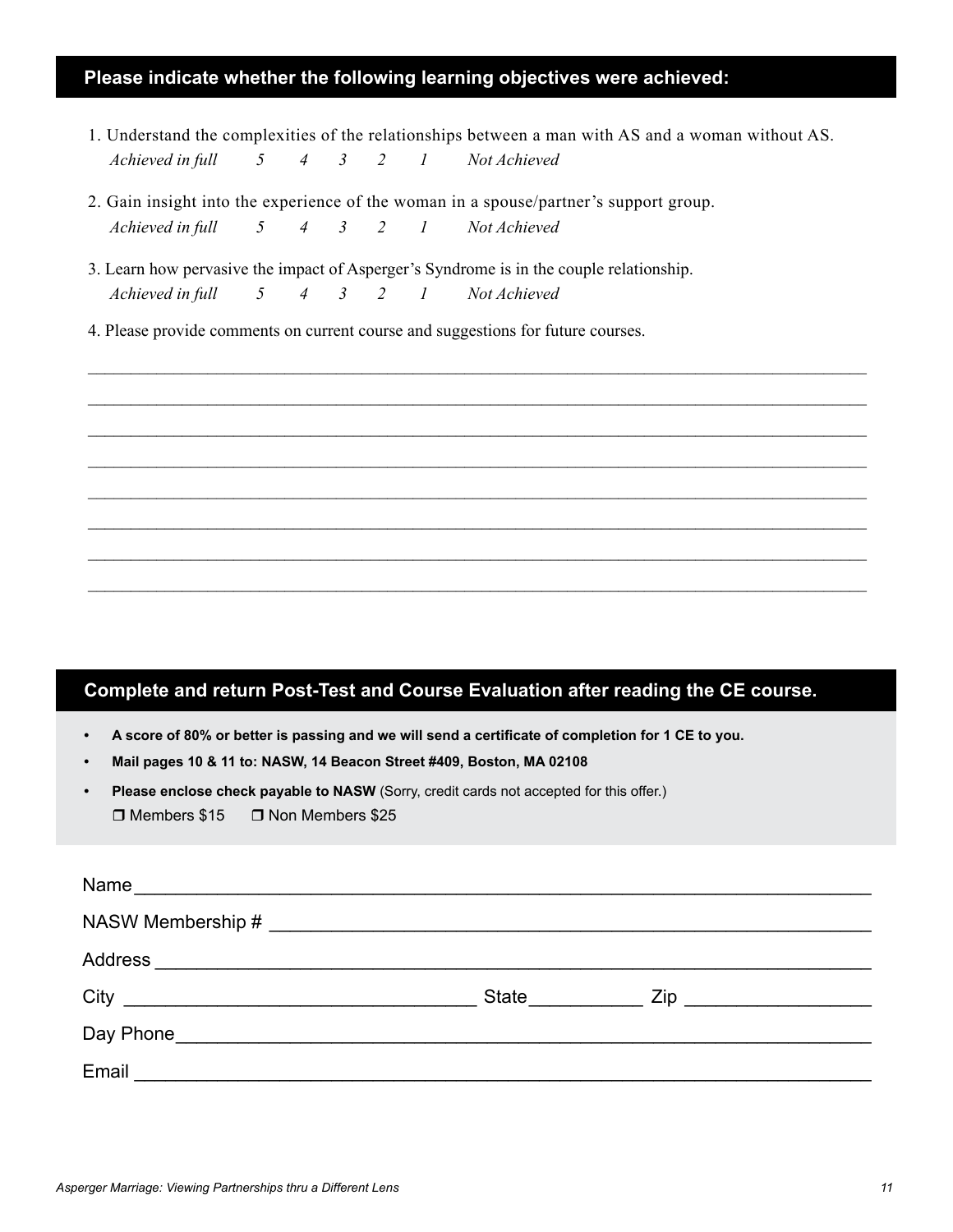## Please indicate whether the following learning objectives were achieved:

1. Understand the complexities of the relationships between a man with AS and a woman without AS.
   *Achieved in full* 5 4 3 2 1 *Not Achieved*

2. Gain insight into the experience of the woman in a spouse/partner's support group.
   *Achieved in full* 5 4 3 2 1 *Not Achieved*

3. Learn how pervasive the impact of Asperger's Syndrome is in the couple relationship.
   *Achieved in full* 5 4 3 2 1 *Not Achieved*

4. Please provide comments on current course and suggestions for future courses.

______________________________________________________________________________

______________________________________________________________________________

______________________________________________________________________________

______________________________________________________________________________

______________________________________________________________________________

______________________________________________________________________________

______________________________________________________________________________

______________________________________________________________________________

## Complete and return Post-Test and Course Evaluation after reading the CE course.

- **A score of 80% or better is passing and we will send a certificate of completion for 1 CE to you.**
- **Mail pages 10 & 11 to: NASW, 14 Beacon Street #409, Boston, MA 02108**
- **Please enclose check payable to NASW** (Sorry, credit cards not accepted for this offer.)
  ❒ Members $15 ❒ Non Members $25

Name ______________________________________________________________________

NASW Membership # __________________________________________________________

Address ____________________________________________________________________

City _________________________________ State__________ Zip ________________

Day Phone__________________________________________________________________

Email ______________________________________________________________________